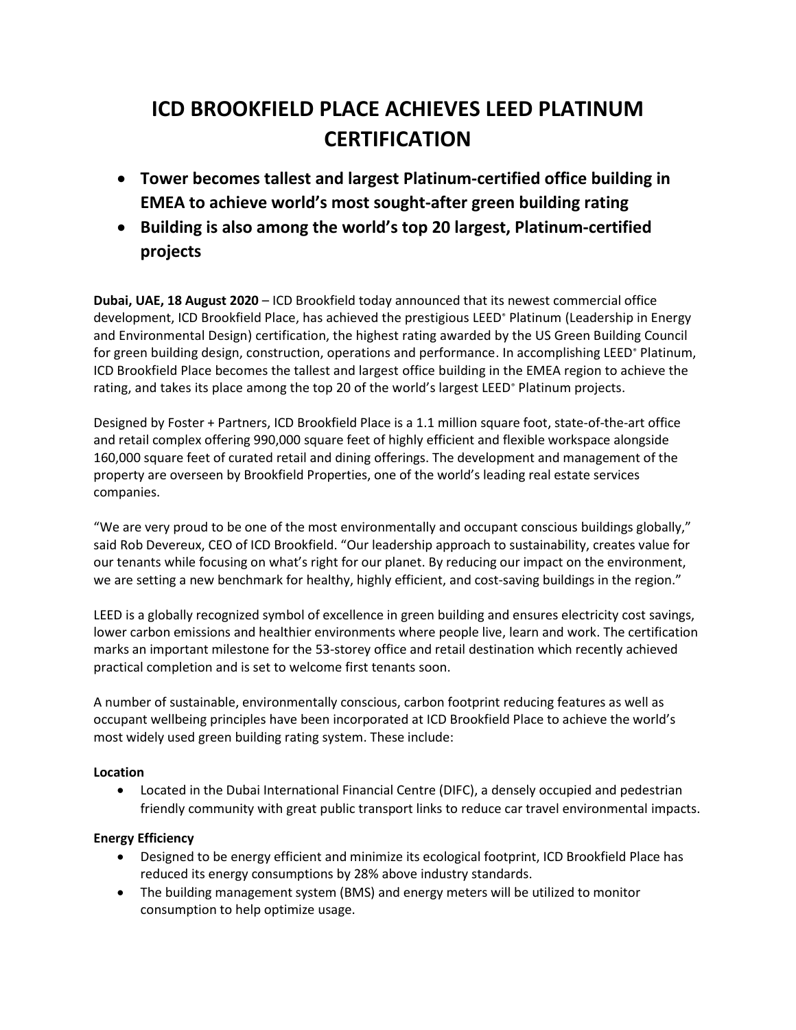# ICD BROOKFIELD PLACE ACHIEVES LEED PLATINUM CERTIFICATION

- **Tower becomes tallest and largest Platinum-certified office building in EMEA to achieve world's most sought-after green building rating**
- **Building is also among the world's top 20 largest, Platinum-certified projects**

**Dubai, UAE, 18 August 2020** – ICD Brookfield today announced that its newest commercial office development, ICD Brookfield Place, has achieved the prestigious LEED® Platinum (Leadership in Energy and Environmental Design) certification, the highest rating awarded by the US Green Building Council for green building design, construction, operations and performance. In accomplishing LEED® Platinum, ICD Brookfield Place becomes the tallest and largest office building in the EMEA region to achieve the rating, and takes its place among the top 20 of the world's largest LEED® Platinum projects.

Designed by Foster + Partners, ICD Brookfield Place is a 1.1 million square foot, state-of-the-art office and retail complex offering 990,000 square feet of highly efficient and flexible workspace alongside 160,000 square feet of curated retail and dining offerings. The development and management of the property are overseen by Brookfield Properties, one of the world's leading real estate services companies.

"We are very proud to be one of the most environmentally and occupant conscious buildings globally," said Rob Devereux, CEO of ICD Brookfield. "Our leadership approach to sustainability, creates value for our tenants while focusing on what's right for our planet. By reducing our impact on the environment, we are setting a new benchmark for healthy, highly efficient, and cost-saving buildings in the region."

LEED is a globally recognized symbol of excellence in green building and ensures electricity cost savings, lower carbon emissions and healthier environments where people live, learn and work. The certification marks an important milestone for the 53-storey office and retail destination which recently achieved practical completion and is set to welcome first tenants soon.

A number of sustainable, environmentally conscious, carbon footprint reducing features as well as occupant wellbeing principles have been incorporated at ICD Brookfield Place to achieve the world's most widely used green building rating system. These include:

**Location**

- Located in the Dubai International Financial Centre (DIFC), a densely occupied and pedestrian friendly community with great public transport links to reduce car travel environmental impacts.

**Energy Efficiency**

- Designed to be energy efficient and minimize its ecological footprint, ICD Brookfield Place has reduced its energy consumptions by 28% above industry standards.
- The building management system (BMS) and energy meters will be utilized to monitor consumption to help optimize usage.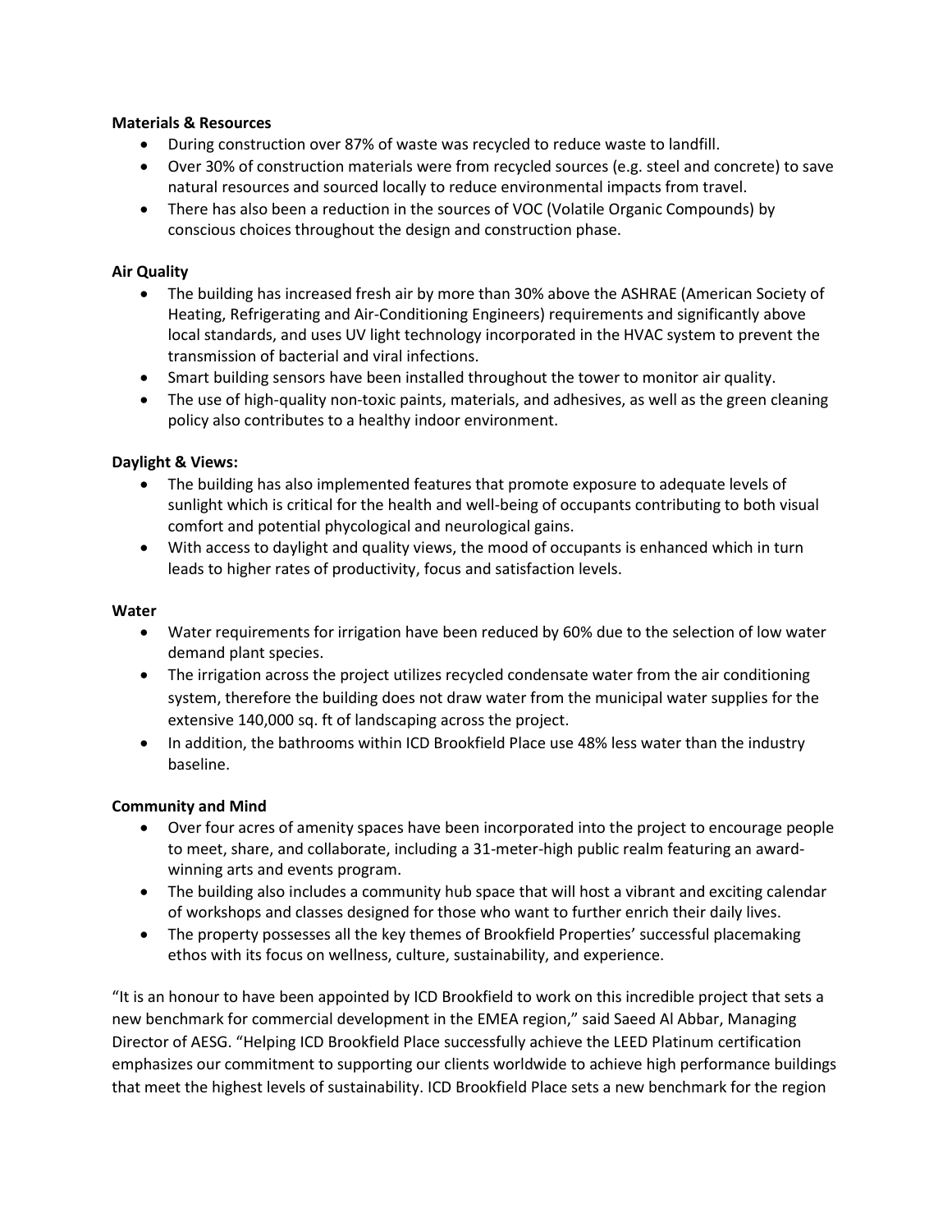**Materials & Resources**

- During construction over 87% of waste was recycled to reduce waste to landfill.
- Over 30% of construction materials were from recycled sources (e.g. steel and concrete) to save natural resources and sourced locally to reduce environmental impacts from travel.
- There has also been a reduction in the sources of VOC (Volatile Organic Compounds) by conscious choices throughout the design and construction phase.

**Air Quality**

- The building has increased fresh air by more than 30% above the ASHRAE (American Society of Heating, Refrigerating and Air-Conditioning Engineers) requirements and significantly above local standards, and uses UV light technology incorporated in the HVAC system to prevent the transmission of bacterial and viral infections.
- Smart building sensors have been installed throughout the tower to monitor air quality.
- The use of high-quality non-toxic paints, materials, and adhesives, as well as the green cleaning policy also contributes to a healthy indoor environment.

**Daylight & Views:**

- The building has also implemented features that promote exposure to adequate levels of sunlight which is critical for the health and well-being of occupants contributing to both visual comfort and potential phycological and neurological gains.
- With access to daylight and quality views, the mood of occupants is enhanced which in turn leads to higher rates of productivity, focus and satisfaction levels.

**Water**

- Water requirements for irrigation have been reduced by 60% due to the selection of low water demand plant species.
- The irrigation across the project utilizes recycled condensate water from the air conditioning system, therefore the building does not draw water from the municipal water supplies for the extensive 140,000 sq. ft of landscaping across the project.
- In addition, the bathrooms within ICD Brookfield Place use 48% less water than the industry baseline.

**Community and Mind**

- Over four acres of amenity spaces have been incorporated into the project to encourage people to meet, share, and collaborate, including a 31-meter-high public realm featuring an award-winning arts and events program.
- The building also includes a community hub space that will host a vibrant and exciting calendar of workshops and classes designed for those who want to further enrich their daily lives.
- The property possesses all the key themes of Brookfield Properties' successful placemaking ethos with its focus on wellness, culture, sustainability, and experience.

"It is an honour to have been appointed by ICD Brookfield to work on this incredible project that sets a new benchmark for commercial development in the EMEA region," said Saeed Al Abbar, Managing Director of AESG. "Helping ICD Brookfield Place successfully achieve the LEED Platinum certification emphasizes our commitment to supporting our clients worldwide to achieve high performance buildings that meet the highest levels of sustainability. ICD Brookfield Place sets a new benchmark for the region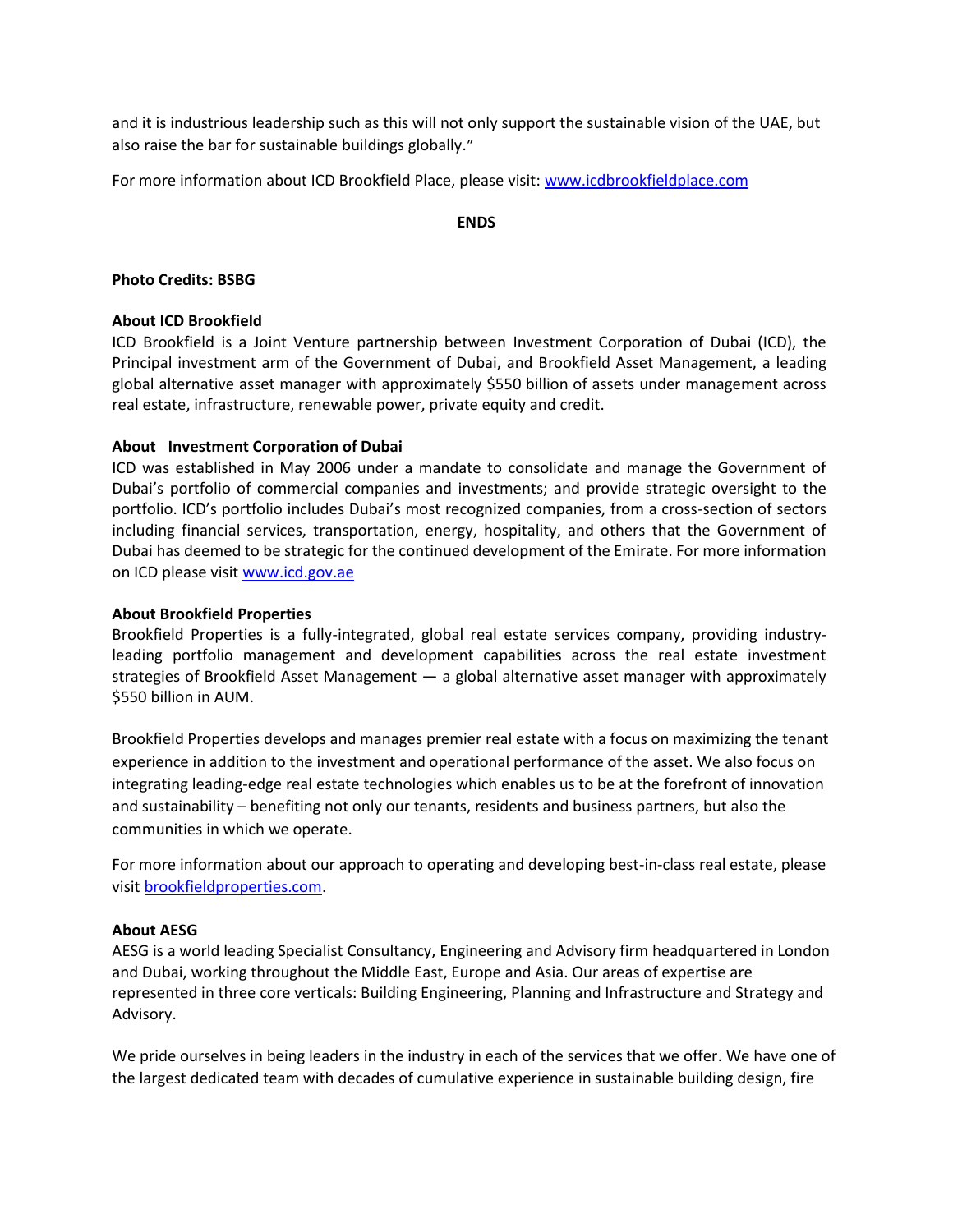and it is industrious leadership such as this will not only support the sustainable vision of the UAE, but also raise the bar for sustainable buildings globally."

For more information about ICD Brookfield Place, please visit: [www.icdbrookfieldplace.com](http://www.icdbrookfieldplace.com)

**ENDS**

**Photo Credits: BSBG**

**About ICD Brookfield**
ICD Brookfield is a Joint Venture partnership between Investment Corporation of Dubai (ICD), the Principal investment arm of the Government of Dubai, and Brookfield Asset Management, a leading global alternative asset manager with approximately $550 billion of assets under management across real estate, infrastructure, renewable power, private equity and credit.

**About Investment Corporation of Dubai**
ICD was established in May 2006 under a mandate to consolidate and manage the Government of Dubai's portfolio of commercial companies and investments; and provide strategic oversight to the portfolio. ICD's portfolio includes Dubai's most recognized companies, from a cross-section of sectors including financial services, transportation, energy, hospitality, and others that the Government of Dubai has deemed to be strategic for the continued development of the Emirate. For more information on ICD please visit [www.icd.gov.ae](http://www.icd.gov.ae)

**About Brookfield Properties**
Brookfield Properties is a fully-integrated, global real estate services company, providing industry-leading portfolio management and development capabilities across the real estate investment strategies of Brookfield Asset Management — a global alternative asset manager with approximately $550 billion in AUM.

Brookfield Properties develops and manages premier real estate with a focus on maximizing the tenant experience in addition to the investment and operational performance of the asset. We also focus on integrating leading-edge real estate technologies which enables us to be at the forefront of innovation and sustainability – benefiting not only our tenants, residents and business partners, but also the communities in which we operate.

For more information about our approach to operating and developing best-in-class real estate, please visit [brookfieldproperties.com](http://brookfieldproperties.com).

**About AESG**
AESG is a world leading Specialist Consultancy, Engineering and Advisory firm headquartered in London and Dubai, working throughout the Middle East, Europe and Asia. Our areas of expertise are represented in three core verticals: Building Engineering, Planning and Infrastructure and Strategy and Advisory.

We pride ourselves in being leaders in the industry in each of the services that we offer. We have one of the largest dedicated team with decades of cumulative experience in sustainable building design, fire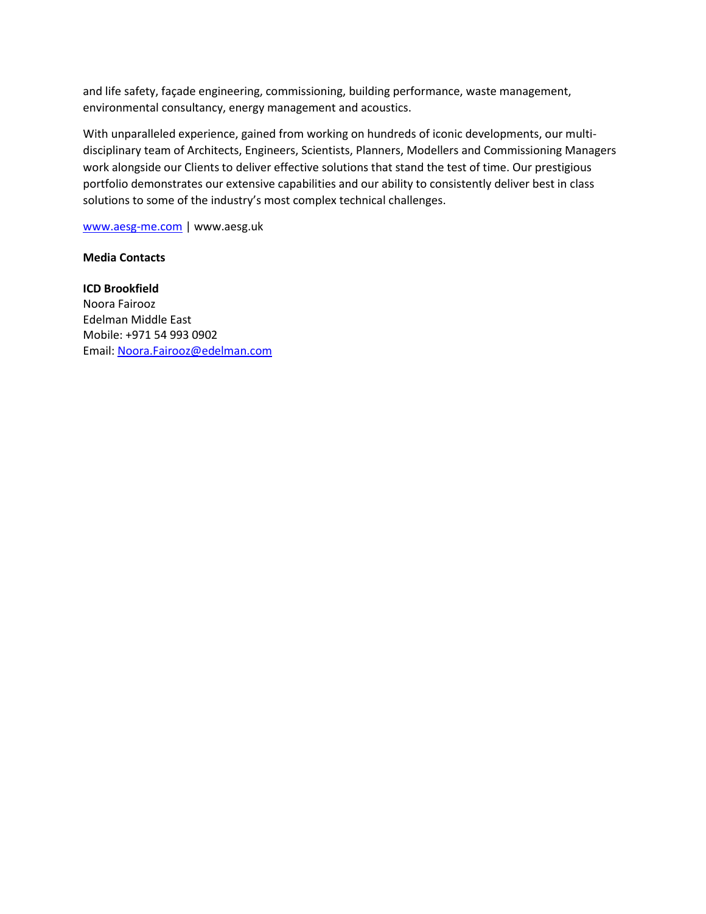and life safety, façade engineering, commissioning, building performance, waste management, environmental consultancy, energy management and acoustics.

With unparalleled experience, gained from working on hundreds of iconic developments, our multi-disciplinary team of Architects, Engineers, Scientists, Planners, Modellers and Commissioning Managers work alongside our Clients to deliver effective solutions that stand the test of time. Our prestigious portfolio demonstrates our extensive capabilities and our ability to consistently deliver best in class solutions to some of the industry's most complex technical challenges.

www.aesg-me.com | www.aesg.uk

**Media Contacts**

**ICD Brookfield**
Noora Fairooz
Edelman Middle East
Mobile: +971 54 993 0902
Email: Noora.Fairooz@edelman.com